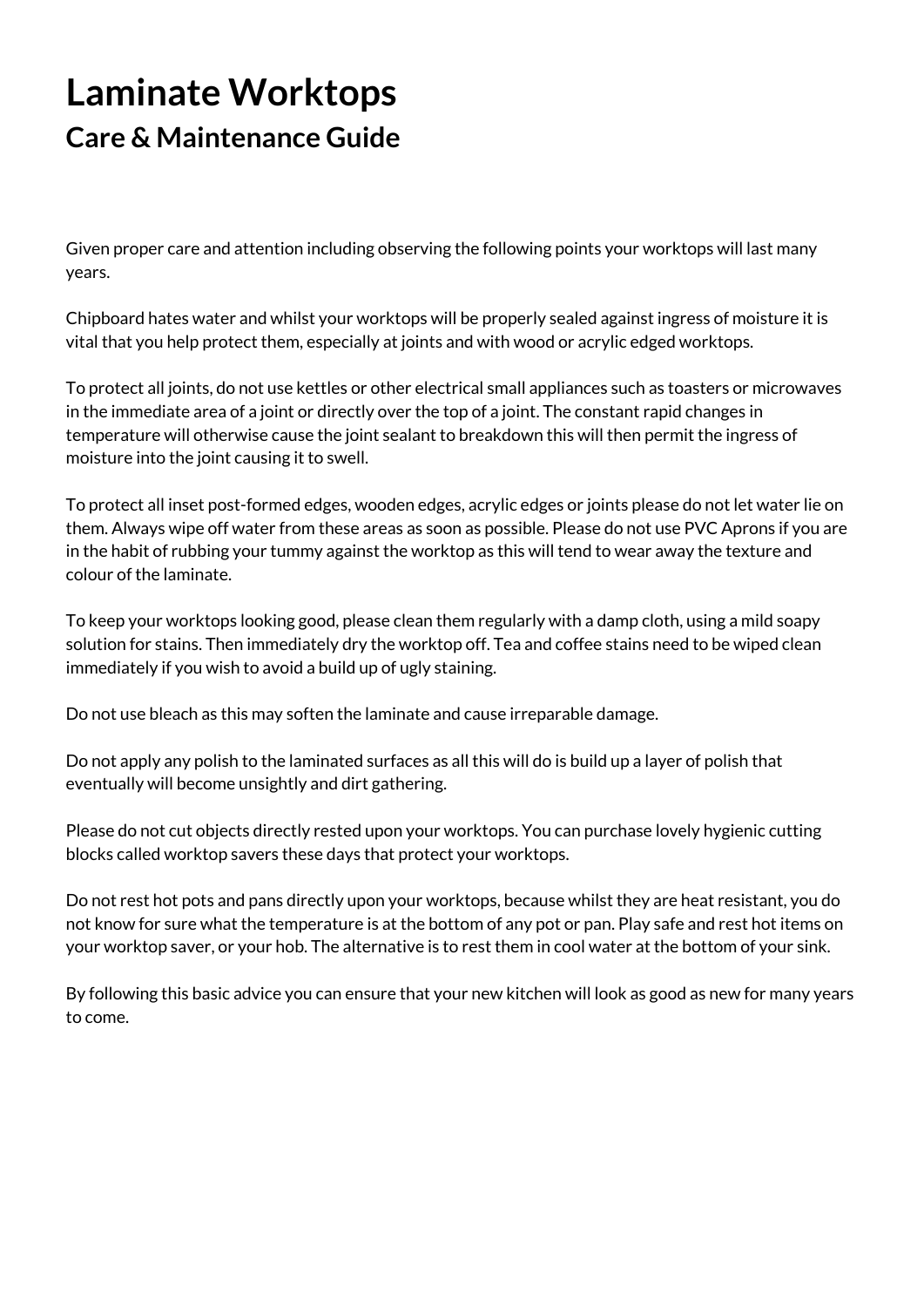# Laminate Worktops

## Care & Maintenance Guide

Given proper care and attention including observing the following points your worktops will last many years.

Chipboard hates water and whilst your worktops will be properly sealed against ingress of moisture it is vital that you help protect them, especially at joints and with wood or acrylic edged worktops.

To protect all joints, do not use kettles or other electrical small appliances such as toasters or microwaves in the immediate area of a joint or directly over the top of a joint. The constant rapid changes in temperature will otherwise cause the joint sealant to breakdown this will then permit the ingress of moisture into the joint causing it to swell.

To protect all inset post-formed edges, wooden edges, acrylic edges or joints please do not let water lie on them. Always wipe off water from these areas as soon as possible. Please do not use PVC Aprons if you are in the habit of rubbing your tummy against the worktop as this will tend to wear away the texture and colour of the laminate.

To keep your worktops looking good, please clean them regularly with a damp cloth, using a mild soapy solution for stains. Then immediately dry the worktop off. Tea and coffee stains need to be wiped clean immediately if you wish to avoid a build up of ugly staining.

Do not use bleach as this may soften the laminate and cause irreparable damage.

Do not apply any polish to the laminated surfaces as all this will do is build up a layer of polish that eventually will become unsightly and dirt gathering.

Please do not cut objects directly rested upon your worktops. You can purchase lovely hygienic cutting blocks called worktop savers these days that protect your worktops.

Do not rest hot pots and pans directly upon your worktops, because whilst they are heat resistant, you do not know for sure what the temperature is at the bottom of any pot or pan. Play safe and rest hot items on your worktop saver, or your hob. The alternative is to rest them in cool water at the bottom of your sink.

By following this basic advice you can ensure that your new kitchen will look as good as new for many years to come.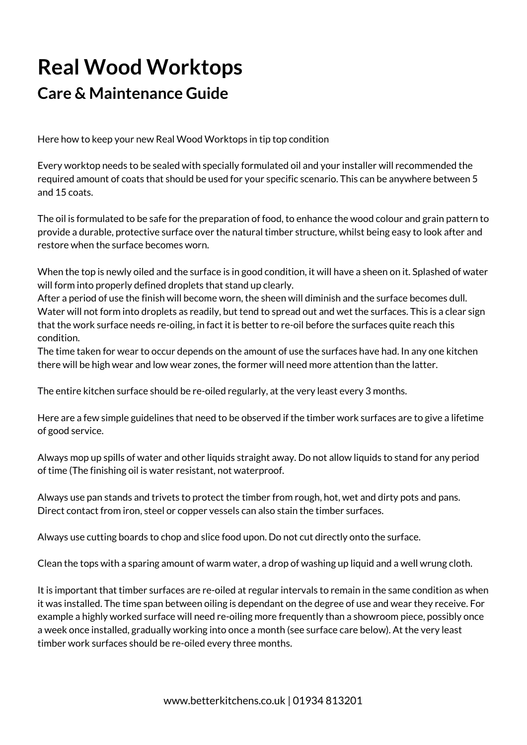# Real Wood Worktops

## Care & Maintenance Guide

Here how to keep your new Real Wood Worktops in tip top condition

Every worktop needs to be sealed with specially formulated oil and your installer will recommended the required amount of coats that should be used for your specific scenario. This can be anywhere between 5 and 15 coats.

The oil is formulated to be safe for the preparation of food, to enhance the wood colour and grain pattern to provide a durable, protective surface over the natural timber structure, whilst being easy to look after and restore when the surface becomes worn.

When the top is newly oiled and the surface is in good condition, it will have a sheen on it. Splashed of water will form into properly defined droplets that stand up clearly.
After a period of use the finish will become worn, the sheen will diminish and the surface becomes dull. Water will not form into droplets as readily, but tend to spread out and wet the surfaces. This is a clear sign that the work surface needs re-oiling, in fact it is better to re-oil before the surfaces quite reach this condition.
The time taken for wear to occur depends on the amount of use the surfaces have had. In any one kitchen there will be high wear and low wear zones, the former will need more attention than the latter.

The entire kitchen surface should be re-oiled regularly, at the very least every 3 months.

Here are a few simple guidelines that need to be observed if the timber work surfaces are to give a lifetime of good service.

Always mop up spills of water and other liquids straight away. Do not allow liquids to stand for any period of time (The finishing oil is water resistant, not waterproof.

Always use pan stands and trivets to protect the timber from rough, hot, wet and dirty pots and pans. Direct contact from iron, steel or copper vessels can also stain the timber surfaces.

Always use cutting boards to chop and slice food upon. Do not cut directly onto the surface.

Clean the tops with a sparing amount of warm water, a drop of washing up liquid and a well wrung cloth.

It is important that timber surfaces are re-oiled at regular intervals to remain in the same condition as when it was installed. The time span between oiling is dependant on the degree of use and wear they receive. For example a highly worked surface will need re-oiling more frequently than a showroom piece, possibly once a week once installed, gradually working into once a month (see surface care below). At the very least timber work surfaces should be re-oiled every three months.

www.betterkitchens.co.uk | 01934 813201